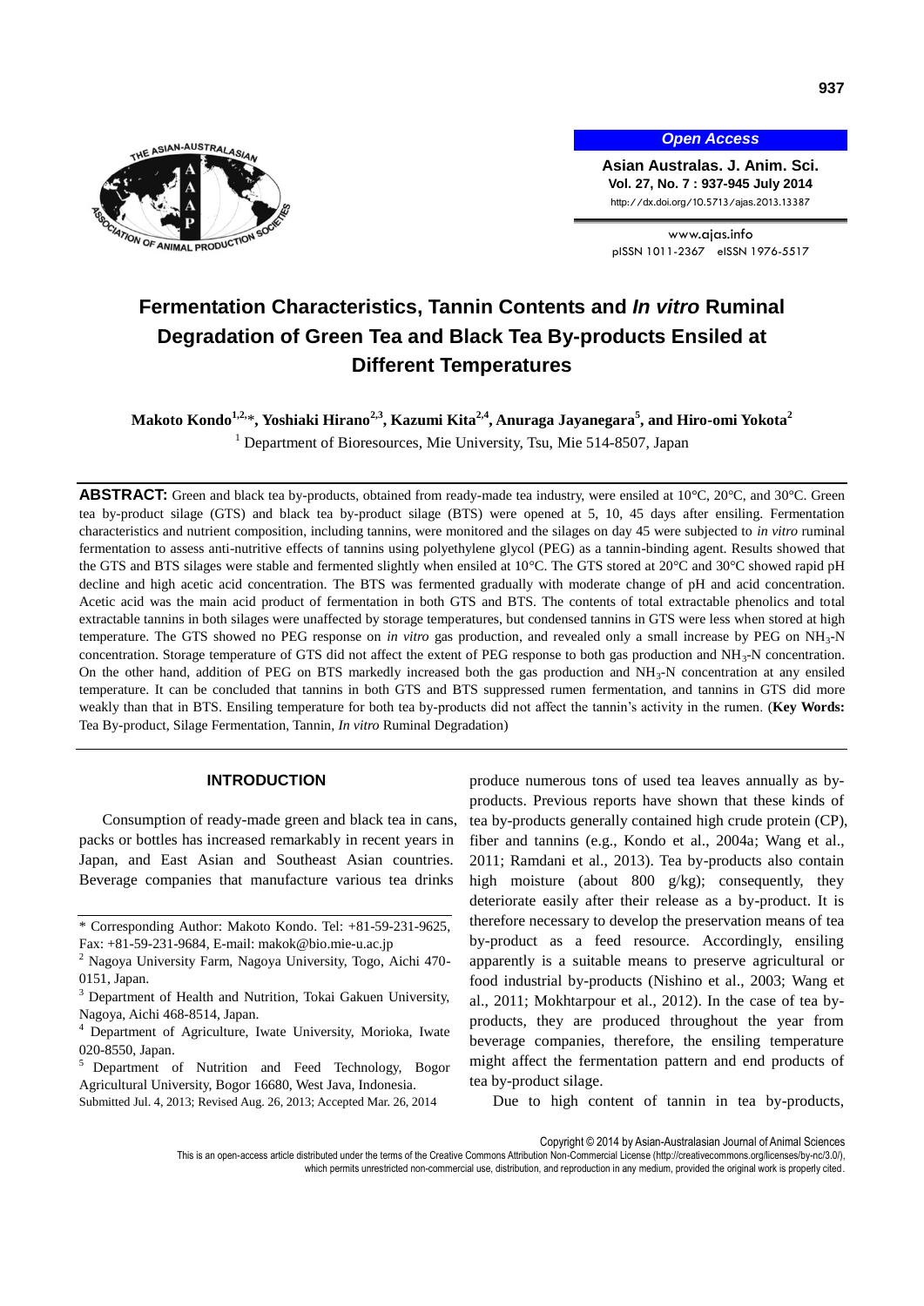# Fermentation Characteristics, Tannin Contents and *In vitro* Ruminal Degradation of Green Tea and Black Tea By-products Ensiled at Different Temperatures

**Makoto Kondo[1,2,]\*, Yoshiaki Hirano[2,3], Kazumi Kita[2,4], Anuraga Jayanegara[5], and Hiro-omi Yokota[2]**

[1] Department of Bioresources, Mie University, Tsu, Mie 514-8507, Japan

**ABSTRACT:** Green and black tea by-products, obtained from ready-made tea industry, were ensiled at 10°C, 20°C, and 30°C. Green tea by-product silage (GTS) and black tea by-product silage (BTS) were opened at 5, 10, 45 days after ensiling. Fermentation characteristics and nutrient composition, including tannins, were monitored and the silages on day 45 were subjected to *in vitro* ruminal fermentation to assess anti-nutritive effects of tannins using polyethylene glycol (PEG) as a tannin-binding agent. Results showed that the GTS and BTS silages were stable and fermented slightly when ensiled at 10°C. The GTS stored at 20°C and 30°C showed rapid pH decline and high acetic acid concentration. The BTS was fermented gradually with moderate change of pH and acid concentration. Acetic acid was the main acid product of fermentation in both GTS and BTS. The contents of total extractable phenolics and total extractable tannins in both silages were unaffected by storage temperatures, but condensed tannins in GTS were less when stored at high temperature. The GTS showed no PEG response on *in vitro* gas production, and revealed only a small increase by PEG on $NH_3$-N concentration. Storage temperature of GTS did not affect the extent of PEG response to both gas production and $NH_3$-N concentration. On the other hand, addition of PEG on BTS markedly increased both the gas production and $NH_3$-N concentration at any ensiled temperature. It can be concluded that tannins in both GTS and BTS suppressed rumen fermentation, and tannins in GTS did more weakly than that in BTS. Ensiling temperature for both tea by-products did not affect the tannin's activity in the rumen. (**Key Words:** Tea By-product, Silage Fermentation, Tannin, *In vitro* Ruminal Degradation)

## INTRODUCTION

Consumption of ready-made green and black tea in cans, packs or bottles has increased remarkably in recent years in Japan, and East Asian and Southeast Asian countries. Beverage companies that manufacture various tea drinks produce numerous tons of used tea leaves annually as by-products. Previous reports have shown that these kinds of tea by-products generally contained high crude protein (CP), fiber and tannins (e.g., Kondo et al., 2004a; Wang et al., 2011; Ramdani et al., 2013). Tea by-products also contain high moisture (about 800 g/kg); consequently, they deteriorate easily after their release as a by-product. It is therefore necessary to develop the preservation means of tea by-product as a feed resource. Accordingly, ensiling apparently is a suitable means to preserve agricultural or food industrial by-products (Nishino et al., 2003; Wang et al., 2011; Mokhtarpour et al., 2012). In the case of tea by-products, they are produced throughout the year from beverage companies, therefore, the ensiling temperature might affect the fermentation pattern and end products of tea by-product silage.

Due to high content of tannin in tea by-products,

\* Corresponding Author: Makoto Kondo. Tel: +81-59-231-9625, Fax: +81-59-231-9684, E-mail: makok@bio.mie-u.ac.jp

[2] Nagoya University Farm, Nagoya University, Togo, Aichi 470-0151, Japan.

[3] Department of Health and Nutrition, Tokai Gakuen University, Nagoya, Aichi 468-8514, Japan.

[4] Department of Agriculture, Iwate University, Morioka, Iwate 020-8550, Japan.

[5] Department of Nutrition and Feed Technology, Bogor Agricultural University, Bogor 16680, West Java, Indonesia.

Submitted Jul. 4, 2013; Revised Aug. 26, 2013; Accepted Mar. 26, 2014

Copyright © 2014 by Asian-Australasian Journal of Animal Sciences

This is an open-access article distributed under the terms of the Creative Commons Attribution Non-Commercial License (http://creativecommons.org/licenses/by-nc/3.0/), which permits unrestricted non-commercial use, distribution, and reproduction in any medium, provided the original work is properly cited.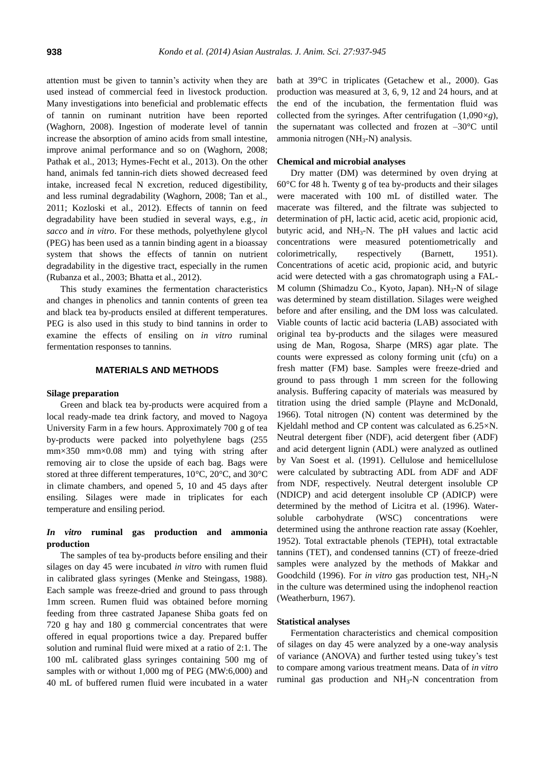attention must be given to tannin's activity when they are used instead of commercial feed in livestock production. Many investigations into beneficial and problematic effects of tannin on ruminant nutrition have been reported (Waghorn, 2008). Ingestion of moderate level of tannin increase the absorption of amino acids from small intestine, improve animal performance and so on (Waghorn, 2008; Pathak et al., 2013; Hymes-Fecht et al., 2013). On the other hand, animals fed tannin-rich diets showed decreased feed intake, increased fecal N excretion, reduced digestibility, and less ruminal degradability (Waghorn, 2008; Tan et al., 2011; Kozloski et al., 2012). Effects of tannin on feed degradability have been studied in several ways, e.g., *in sacco* and *in vitro*. For these methods, polyethylene glycol (PEG) has been used as a tannin binding agent in a bioassay system that shows the effects of tannin on nutrient degradability in the digestive tract, especially in the rumen (Rubanza et al., 2003; Bhatta et al., 2012).

This study examines the fermentation characteristics and changes in phenolics and tannin contents of green tea and black tea by-products ensiled at different temperatures. PEG is also used in this study to bind tannins in order to examine the effects of ensiling on *in vitro* ruminal fermentation responses to tannins.

## MATERIALS AND METHODS

### Silage preparation

Green and black tea by-products were acquired from a local ready-made tea drink factory, and moved to Nagoya University Farm in a few hours. Approximately 700 g of tea by-products were packed into polyethylene bags (255 mm×350 mm×0.08 mm) and tying with string after removing air to close the upside of each bag. Bags were stored at three different temperatures, 10°C, 20°C, and 30°C in climate chambers, and opened 5, 10 and 45 days after ensiling. Silages were made in triplicates for each temperature and ensiling period.

### *In vitro* ruminal gas production and ammonia production

The samples of tea by-products before ensiling and their silages on day 45 were incubated *in vitro* with rumen fluid in calibrated glass syringes (Menke and Steingass, 1988). Each sample was freeze-dried and ground to pass through 1mm screen. Rumen fluid was obtained before morning feeding from three castrated Japanese Shiba goats fed on 720 g hay and 180 g commercial concentrates that were offered in equal proportions twice a day. Prepared buffer solution and ruminal fluid were mixed at a ratio of 2:1. The 100 mL calibrated glass syringes containing 500 mg of samples with or without 1,000 mg of PEG (MW:6,000) and 40 mL of buffered rumen fluid were incubated in a water bath at 39°C in triplicates (Getachew et al., 2000). Gas production was measured at 3, 6, 9, 12 and 24 hours, and at the end of the incubation, the fermentation fluid was collected from the syringes. After centrifugation (1,090×*g*), the supernatant was collected and frozen at –30°C until ammonia nitrogen ($NH_3$-N) analysis.

### Chemical and microbial analyses

Dry matter (DM) was determined by oven drying at 60°C for 48 h. Twenty g of tea by-products and their silages were macerated with 100 mL of distilled water. The macerate was filtered, and the filtrate was subjected to determination of pH, lactic acid, acetic acid, propionic acid, butyric acid, and $NH_3$-N. The pH values and lactic acid concentrations were measured potentiometrically and colorimetrically, respectively (Barnett, 1951). Concentrations of acetic acid, propionic acid, and butyric acid were detected with a gas chromatograph using a FAL-M column (Shimadzu Co., Kyoto, Japan). $NH_3$-N of silage was determined by steam distillation. Silages were weighed before and after ensiling, and the DM loss was calculated. Viable counts of lactic acid bacteria (LAB) associated with original tea by-products and the silages were measured using de Man, Rogosa, Sharpe (MRS) agar plate. The counts were expressed as colony forming unit (cfu) on a fresh matter (FM) base. Samples were freeze-dried and ground to pass through 1 mm screen for the following analysis. Buffering capacity of materials was measured by titration using the dried sample (Playne and McDonald, 1966). Total nitrogen (N) content was determined by the Kjeldahl method and CP content was calculated as 6.25×N. Neutral detergent fiber (NDF), acid detergent fiber (ADF) and acid detergent lignin (ADL) were analyzed as outlined by Van Soest et al. (1991). Cellulose and hemicellulose were calculated by subtracting ADL from ADF and ADF from NDF, respectively. Neutral detergent insoluble CP (NDICP) and acid detergent insoluble CP (ADICP) were determined by the method of Licitra et al. (1996). Water-soluble carbohydrate (WSC) concentrations were determined using the anthrone reaction rate assay (Koehler, 1952). Total extractable phenols (TEPH), total extractable tannins (TET), and condensed tannins (CT) of freeze-dried samples were analyzed by the methods of Makkar and Goodchild (1996). For *in vitro* gas production test, $NH_3$-N in the culture was determined using the indophenol reaction (Weatherburn, 1967).

### Statistical analyses

Fermentation characteristics and chemical composition of silages on day 45 were analyzed by a one-way analysis of variance (ANOVA) and further tested using tukey's test to compare among various treatment means. Data of *in vitro* ruminal gas production and $NH_3$-N concentration from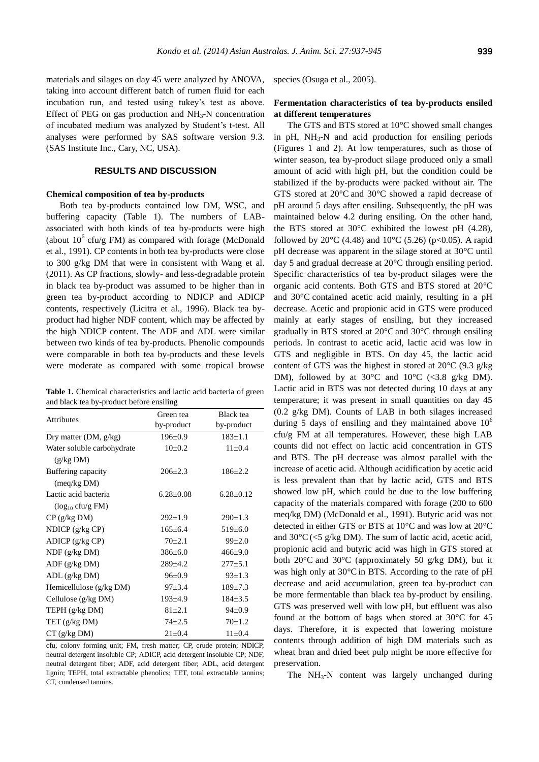materials and silages on day 45 were analyzed by ANOVA, taking into account different batch of rumen fluid for each incubation run, and tested using tukey's test as above. Effect of PEG on gas production and $NH_3$-N concentration of incubated medium was analyzed by Student's t-test. All analyses were performed by SAS software version 9.3. (SAS Institute Inc., Cary, NC, USA).

## RESULTS AND DISCUSSION

### Chemical composition of tea by-products

Both tea by-products contained low DM, WSC, and buffering capacity (Table 1). The numbers of LAB-associated with both kinds of tea by-products were high (about $10^6$ cfu/g FM) as compared with forage (McDonald et al., 1991). CP contents in both tea by-products were close to 300 g/kg DM that were in consistent with Wang et al. (2011). As CP fractions, slowly- and less-degradable protein in black tea by-product was assumed to be higher than in green tea by-product according to NDICP and ADICP contents, respectively (Licitra et al., 1996). Black tea by-product had higher NDF content, which may be affected by the high NDICP content. The ADF and ADL were similar between two kinds of tea by-products. Phenolic compounds were comparable in both tea by-products and these levels were moderate as compared with some tropical browse species (Osuga et al., 2005).

**Table 1.** Chemical characteristics and lactic acid bacteria of green and black tea by-product before ensiling

| Attributes | Green tea by-product | Black tea by-product |
|---|---|---|
| Dry matter (DM, g/kg) | 196±0.9 | 183±1.1 |
| Water soluble carbohydrate (g/kg DM) | 10±0.2 | 11±0.4 |
| Buffering capacity (meq/kg DM) | 206±2.3 | 186±2.2 |
| Lactic acid bacteria ($\log_{10}$ cfu/g FM) | 6.28±0.08 | 6.28±0.12 |
| CP (g/kg DM) | 292±1.9 | 290±1.3 |
| NDICP (g/kg CP) | 165±6.4 | 519±6.0 |
| ADICP (g/kg CP) | 70±2.1 | 99±2.0 |
| NDF (g/kg DM) | 386±6.0 | 466±9.0 |
| ADF (g/kg DM) | 289±4.2 | 277±5.1 |
| ADL (g/kg DM) | 96±0.9 | 93±1.3 |
| Hemicellulose (g/kg DM) | 97±3.4 | 189±7.3 |
| Cellulose (g/kg DM) | 193±4.9 | 184±3.5 |
| TEPH (g/kg DM) | 81±2.1 | 94±0.9 |
| TET (g/kg DM) | 74±2.5 | 70±1.2 |
| CT (g/kg DM) | 21±0.4 | 11±0.4 |

cfu, colony forming unit; FM, fresh matter; CP, crude protein; NDICP, neutral detergent insoluble CP; ADICP, acid detergent insoluble CP; NDF, neutral detergent fiber; ADF, acid detergent fiber; ADL, acid detergent lignin; TEPH, total extractable phenolics; TET, total extractable tannins; CT, condensed tannins.

### Fermentation characteristics of tea by-products ensiled at different temperatures

The GTS and BTS stored at 10°C showed small changes in pH, $NH_3$-N and acid production for ensiling periods (Figures 1 and 2). At low temperatures, such as those of winter season, tea by-product silage produced only a small amount of acid with high pH, but the condition could be stabilized if the by-products were packed without air. The GTS stored at 20°C and 30°C showed a rapid decrease of pH around 5 days after ensiling. Subsequently, the pH was maintained below 4.2 during ensiling. On the other hand, the BTS stored at 30°C exhibited the lowest pH (4.28), followed by 20°C (4.48) and 10°C (5.26) ($p<0.05$). A rapid pH decrease was apparent in the silage stored at 30°C until day 5 and gradual decrease at 20°C through ensiling period. Specific characteristics of tea by-product silages were the organic acid contents. Both GTS and BTS stored at 20°C and 30°C contained acetic acid mainly, resulting in a pH decrease. Acetic and propionic acid in GTS were produced mainly at early stages of ensiling, but they increased gradually in BTS stored at 20°C and 30°C through ensiling periods. In contrast to acetic acid, lactic acid was low in GTS and negligible in BTS. On day 45, the lactic acid content of GTS was the highest in stored at 20°C (9.3 g/kg DM), followed by at 30°C and 10°C (<3.8 g/kg DM). Lactic acid in BTS was not detected during 10 days at any temperature; it was present in small quantities on day 45 (0.2 g/kg DM). Counts of LAB in both silages increased during 5 days of ensiling and they maintained above $10^6$ cfu/g FM at all temperatures. However, these high LAB counts did not effect on lactic acid concentration in GTS and BTS. The pH decrease was almost parallel with the increase of acetic acid. Although acidification by acetic acid is less prevalent than that by lactic acid, GTS and BTS showed low pH, which could be due to the low buffering capacity of the materials compared with forage (200 to 600 meq/kg DM) (McDonald et al., 1991). Butyric acid was not detected in either GTS or BTS at 10°C and was low at 20°C and 30°C (<5 g/kg DM). The sum of lactic acid, acetic acid, propionic acid and butyric acid was high in GTS stored at both 20°C and 30°C (approximately 50 g/kg DM), but it was high only at 30°C in BTS. According to the rate of pH decrease and acid accumulation, green tea by-product can be more fermentable than black tea by-product by ensiling. GTS was preserved well with low pH, but effluent was also found at the bottom of bags when stored at 30°C for 45 days. Therefore, it is expected that lowering moisture contents through addition of high DM materials such as wheat bran and dried beet pulp might be more effective for preservation.

The $NH_3$-N content was largely unchanged during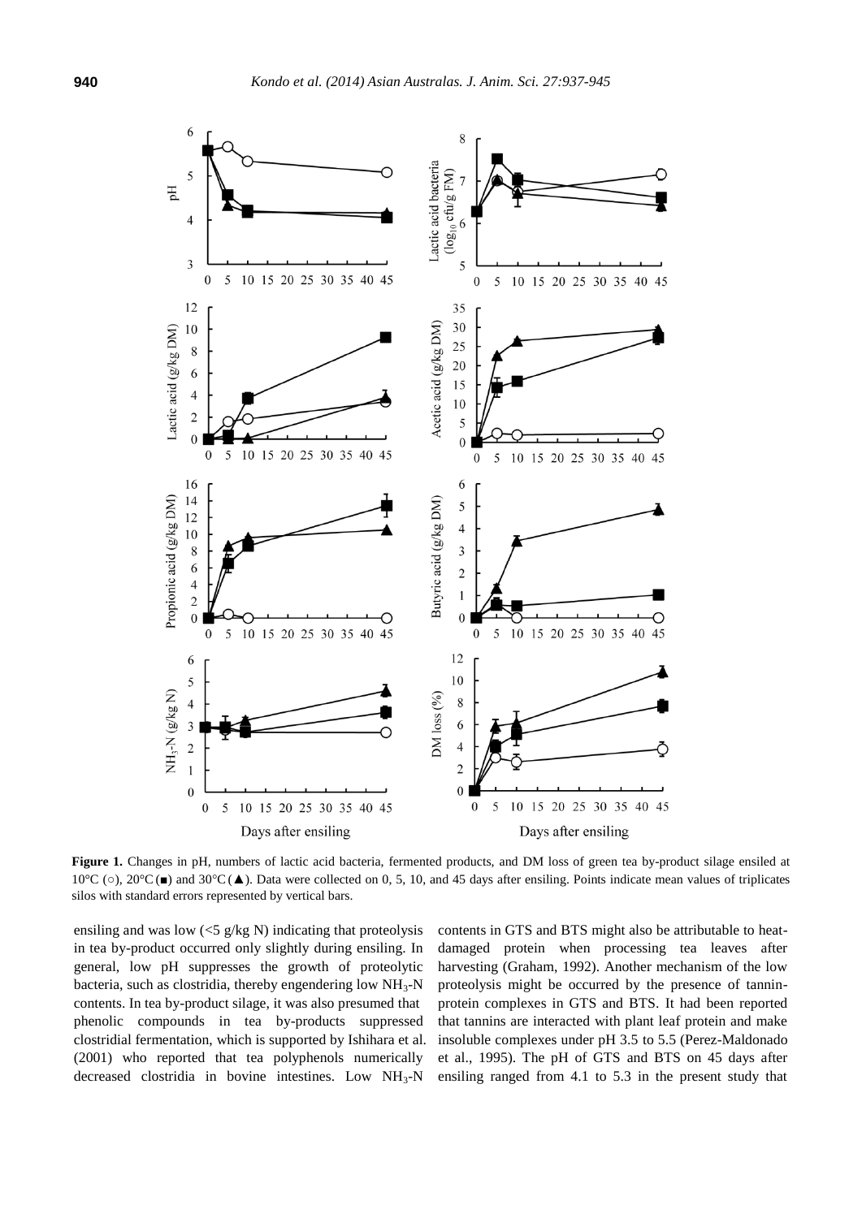**Figure 1.** Changes in pH, numbers of lactic acid bacteria, fermented products, and DM loss of green tea by-product silage ensiled at 10°C (○), 20°C (■) and 30°C (▲). Data were collected on 0, 5, 10, and 45 days after ensiling. Points indicate mean values of triplicates silos with standard errors represented by vertical bars.

ensiling and was low (<5 g/kg N) indicating that proteolysis in tea by-product occurred only slightly during ensiling. In general, low pH suppresses the growth of proteolytic bacteria, such as clostridia, thereby engendering low $NH_3$-N contents. In tea by-product silage, it was also presumed that phenolic compounds in tea by-products suppressed clostridial fermentation, which is supported by Ishihara et al. (2001) who reported that tea polyphenols numerically decreased clostridia in bovine intestines. Low $NH_3$-N contents in GTS and BTS might also be attributable to heat-damaged protein when processing tea leaves after harvesting (Graham, 1992). Another mechanism of the low proteolysis might be occurred by the presence of tannin-protein complexes in GTS and BTS. It had been reported that tannins are interacted with plant leaf protein and make insoluble complexes under pH 3.5 to 5.5 (Perez-Maldonado et al., 1995). The pH of GTS and BTS on 45 days after ensiling ranged from 4.1 to 5.3 in the present study that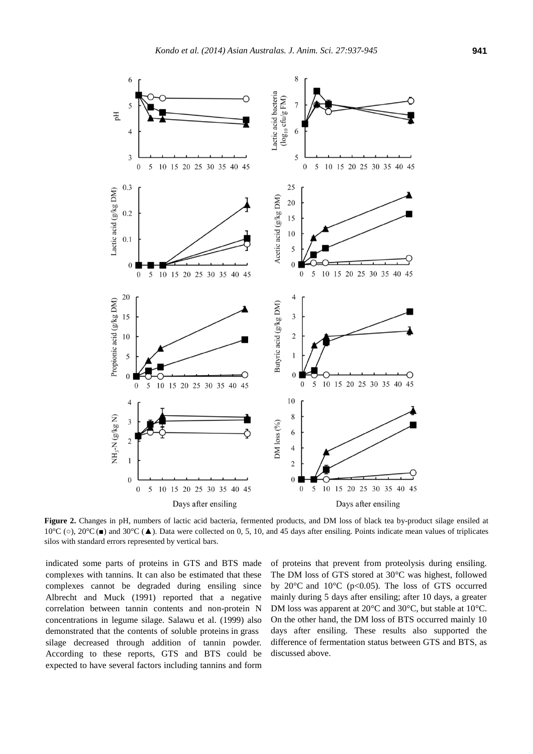**Figure 2.** Changes in pH, numbers of lactic acid bacteria, fermented products, and DM loss of black tea by-product silage ensiled at 10°C (○), 20°C (■) and 30°C (▲). Data were collected on 0, 5, 10, and 45 days after ensiling. Points indicate mean values of triplicates silos with standard errors represented by vertical bars.

indicated some parts of proteins in GTS and BTS made complexes with tannins. It can also be estimated that these complexes cannot be degraded during ensiling since Albrecht and Muck (1991) reported that a negative correlation between tannin contents and non-protein N concentrations in legume silage. Salawu et al. (1999) also demonstrated that the contents of soluble proteins in grass silage decreased through addition of tannin powder. According to these reports, GTS and BTS could be expected to have several factors including tannins and form of proteins that prevent from proteolysis during ensiling. The DM loss of GTS stored at 30°C was highest, followed by 20°C and 10°C ($p<0.05$). The loss of GTS occurred mainly during 5 days after ensiling; after 10 days, a greater DM loss was apparent at 20°C and 30°C, but stable at 10°C. On the other hand, the DM loss of BTS occurred mainly 10 days after ensiling. These results also supported the difference of fermentation status between GTS and BTS, as discussed above.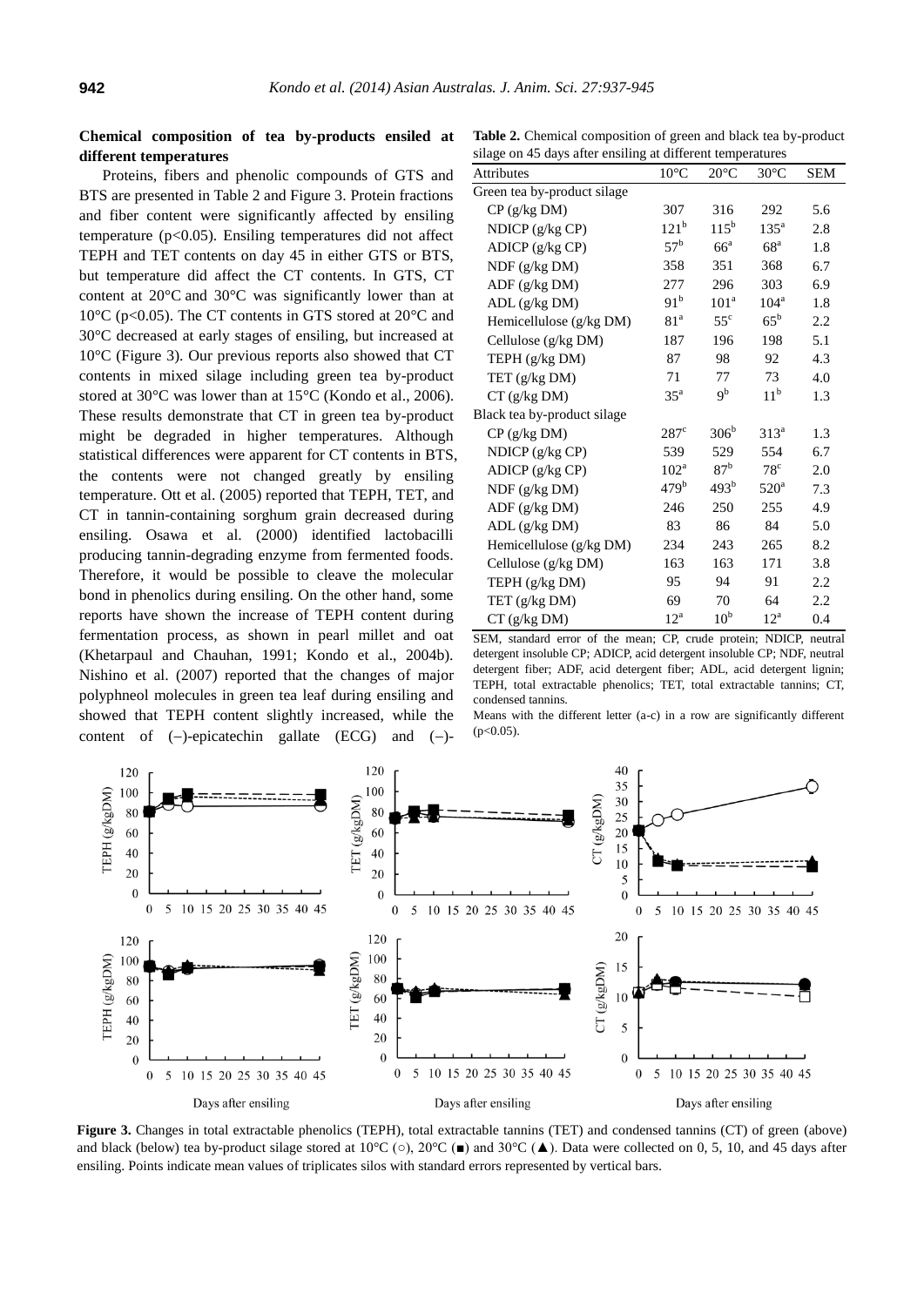### Chemical composition of tea by-products ensiled at different temperatures

Proteins, fibers and phenolic compounds of GTS and BTS are presented in Table 2 and Figure 3. Protein fractions and fiber content were significantly affected by ensiling temperature ($p<0.05$). Ensiling temperatures did not affect TEPH and TET contents on day 45 in either GTS or BTS, but temperature did affect the CT contents. In GTS, CT content at 20°C and 30°C was significantly lower than at 10°C ($p<0.05$). The CT contents in GTS stored at 20°C and 30°C decreased at early stages of ensiling, but increased at 10°C (Figure 3). Our previous reports also showed that CT contents in mixed silage including green tea by-product stored at 30°C was lower than at 15°C (Kondo et al., 2006). These results demonstrate that CT in green tea by-product might be degraded in higher temperatures. Although statistical differences were apparent for CT contents in BTS, the contents were not changed greatly by ensiling temperature. Ott et al. (2005) reported that TEPH, TET, and CT in tannin-containing sorghum grain decreased during ensiling. Osawa et al. (2000) identified lactobacilli producing tannin-degrading enzyme from fermented foods. Therefore, it would be possible to cleave the molecular bond in phenolics during ensiling. On the other hand, some reports have shown the increase of TEPH content during fermentation process, as shown in pearl millet and oat (Khetarpaul and Chauhan, 1991; Kondo et al., 2004b). Nishino et al. (2007) reported that the changes of major polyphneol molecules in green tea leaf during ensiling and showed that TEPH content slightly increased, while the content of (–)-epicatechin gallate (ECG) and (–)-

**Table 2.** Chemical composition of green and black tea by-product silage on 45 days after ensiling at different temperatures

| Attributes | 10°C | 20°C | 30°C | SEM |
|---|---|---|---|---|
| Green tea by-product silage | | | | |
| CP (g/kg DM) | 307 | 316 | 292 | 5.6 |
| NDICP (g/kg CP) | 121[b] | 115[b] | 135[a] | 2.8 |
| ADICP (g/kg CP) | 57[b] | 66[a] | 68[a] | 1.8 |
| NDF (g/kg DM) | 358 | 351 | 368 | 6.7 |
| ADF (g/kg DM) | 277 | 296 | 303 | 6.9 |
| ADL (g/kg DM) | 91[b] | 101[a] | 104[a] | 1.8 |
| Hemicellulose (g/kg DM) | 81[a] | 55[c] | 65[b] | 2.2 |
| Cellulose (g/kg DM) | 187 | 196 | 198 | 5.1 |
| TEPH (g/kg DM) | 87 | 98 | 92 | 4.3 |
| TET (g/kg DM) | 71 | 77 | 73 | 4.0 |
| CT (g/kg DM) | 35[a] | 9[b] | 11[b] | 1.3 |
| Black tea by-product silage | | | | |
| CP (g/kg DM) | 287[c] | 306[b] | 313[a] | 1.3 |
| NDICP (g/kg CP) | 539 | 529 | 554 | 6.7 |
| ADICP (g/kg CP) | 102[a] | 87[b] | 78[c] | 2.0 |
| NDF (g/kg DM) | 479[b] | 493[b] | 520[a] | 7.3 |
| ADF (g/kg DM) | 246 | 250 | 255 | 4.9 |
| ADL (g/kg DM) | 83 | 86 | 84 | 5.0 |
| Hemicellulose (g/kg DM) | 234 | 243 | 265 | 8.2 |
| Cellulose (g/kg DM) | 163 | 163 | 171 | 3.8 |
| TEPH (g/kg DM) | 95 | 94 | 91 | 2.2 |
| TET (g/kg DM) | 69 | 70 | 64 | 2.2 |
| CT (g/kg DM) | 12[a] | 10[b] | 12[a] | 0.4 |

SEM, standard error of the mean; CP, crude protein; NDICP, neutral detergent insoluble CP; ADICP, acid detergent insoluble CP; NDF, neutral detergent fiber; ADF, acid detergent fiber; ADL, acid detergent lignin; TEPH, total extractable phenolics; TET, total extractable tannins; CT, condensed tannins.

Means with the different letter (a-c) in a row are significantly different ($p<0.05$).

**Figure 3.** Changes in total extractable phenolics (TEPH), total extractable tannins (TET) and condensed tannins (CT) of green (above) and black (below) tea by-product silage stored at 10°C (○), 20°C (■) and 30°C (▲). Data were collected on 0, 5, 10, and 45 days after ensiling. Points indicate mean values of triplicates silos with standard errors represented by vertical bars.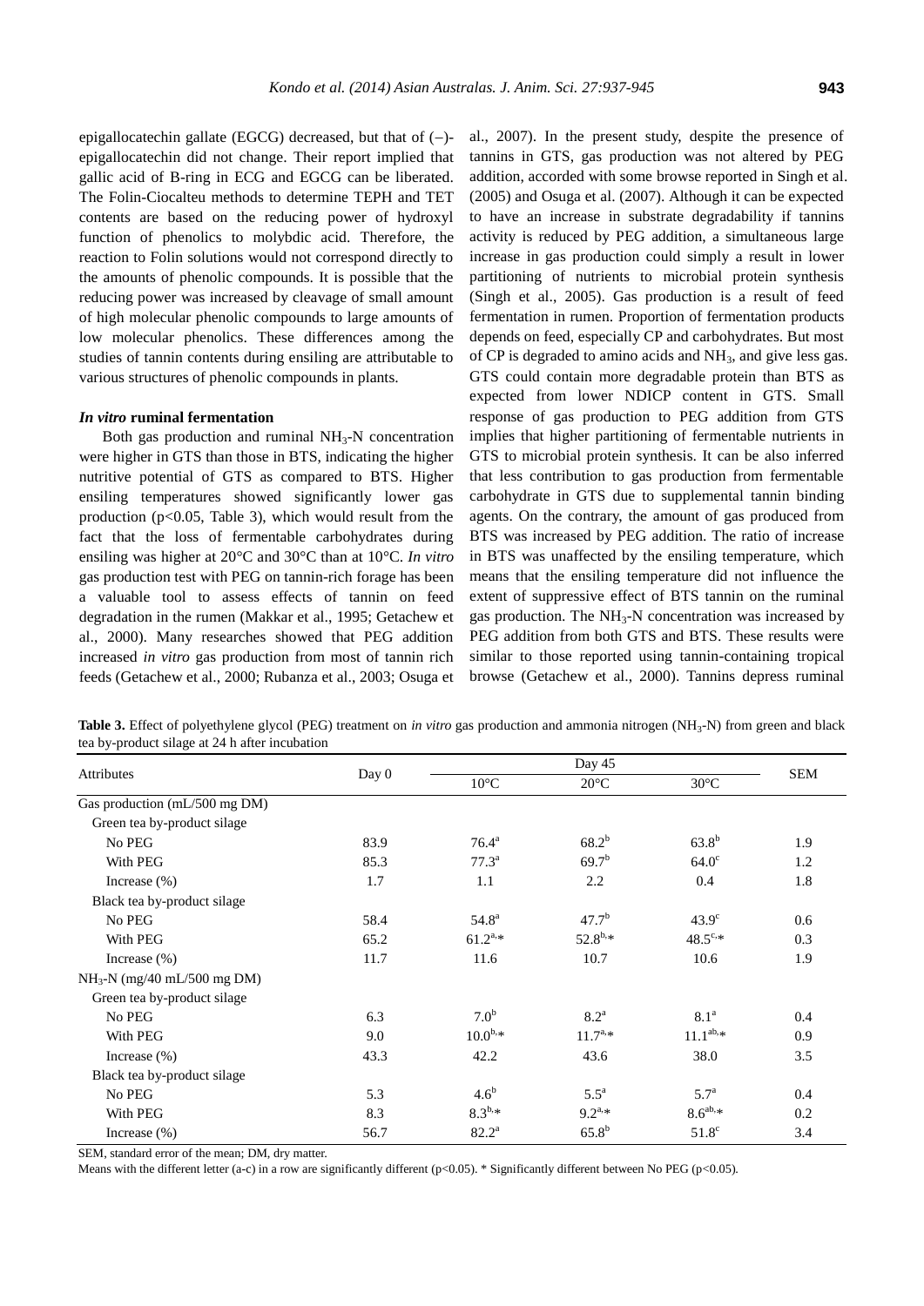epigallocatechin gallate (EGCG) decreased, but that of (−)-epigallocatechin did not change. Their report implied that gallic acid of B-ring in ECG and EGCG can be liberated. The Folin-Ciocalteu methods to determine TEPH and TET contents are based on the reducing power of hydroxyl function of phenolics to molybdic acid. Therefore, the reaction to Folin solutions would not correspond directly to the amounts of phenolic compounds. It is possible that the reducing power was increased by cleavage of small amount of high molecular phenolic compounds to large amounts of low molecular phenolics. These differences among the studies of tannin contents during ensiling are attributable to various structures of phenolic compounds in plants.

### *In vitro* ruminal fermentation

Both gas production and ruminal $NH_3$-N concentration were higher in GTS than those in BTS, indicating the higher nutritive potential of GTS as compared to BTS. Higher ensiling temperatures showed significantly lower gas production ($p<0.05$, Table 3), which would result from the fact that the loss of fermentable carbohydrates during ensiling was higher at 20°C and 30°C than at 10°C. *In vitro* gas production test with PEG on tannin-rich forage has been a valuable tool to assess effects of tannin on feed degradation in the rumen (Makkar et al., 1995; Getachew et al., 2000). Many researches showed that PEG addition increased *in vitro* gas production from most of tannin rich feeds (Getachew et al., 2000; Rubanza et al., 2003; Osuga et al., 2007). In the present study, despite the presence of tannins in GTS, gas production was not altered by PEG addition, accorded with some browse reported in Singh et al. (2005) and Osuga et al. (2007). Although it can be expected to have an increase in substrate degradability if tannins activity is reduced by PEG addition, a simultaneous large increase in gas production could simply a result in lower partitioning of nutrients to microbial protein synthesis (Singh et al., 2005). Gas production is a result of feed fermentation in rumen. Proportion of fermentation products depends on feed, especially CP and carbohydrates. But most of CP is degraded to amino acids and $NH_3$, and give less gas. GTS could contain more degradable protein than BTS as expected from lower NDICP content in GTS. Small response of gas production to PEG addition from GTS implies that higher partitioning of fermentable nutrients in GTS to microbial protein synthesis. It can be also inferred that less contribution to gas production from fermentable carbohydrate in GTS due to supplemental tannin binding agents. On the contrary, the amount of gas produced from BTS was increased by PEG addition. The ratio of increase in BTS was unaffected by the ensiling temperature, which means that the ensiling temperature did not influence the extent of suppressive effect of BTS tannin on the ruminal gas production. The $NH_3$-N concentration was increased by PEG addition from both GTS and BTS. These results were similar to those reported using tannin-containing tropical browse (Getachew et al., 2000). Tannins depress ruminal

**Table 3.** Effect of polyethylene glycol (PEG) treatment on *in vitro* gas production and ammonia nitrogen ($NH_3$-N) from green and black tea by-product silage at 24 h after incubation

| Attributes | Day 0 | Day 45 | | | SEM |
|---|---|---|---|---|---|
| | | 10°C | 20°C | 30°C | |
| Gas production (mL/500 mg DM) | | | | | |
| Green tea by-product silage | | | | | |
| No PEG | 83.9 | $76.4^{a}$ | $68.2^{b}$ | $63.8^{b}$ | 1.9 |
| With PEG | 85.3 | $77.3^{a}$ | $69.7^{b}$ | $64.0^{c}$ | 1.2 |
| Increase (%) | 1.7 | 1.1 | 2.2 | 0.4 | 1.8 |
| Black tea by-product silage | | | | | |
| No PEG | 58.4 | $54.8^{a}$ | $47.7^{b}$ | $43.9^{c}$ | 0.6 |
| With PEG | 65.2 | $61.2^{a,*}$ | $52.8^{b,*}$ | $48.5^{c,*}$ | 0.3 |
| Increase (%) | 11.7 | 11.6 | 10.7 | 10.6 | 1.9 |
| $NH_3$-N (mg/40 mL/500 mg DM) | | | | | |
| Green tea by-product silage | | | | | |
| No PEG | 6.3 | $7.0^{b}$ | $8.2^{a}$ | $8.1^{a}$ | 0.4 |
| With PEG | 9.0 | $10.0^{b,*}$ | $11.7^{a,*}$ | $11.1^{ab,*}$ | 0.9 |
| Increase (%) | 43.3 | 42.2 | 43.6 | 38.0 | 3.5 |
| Black tea by-product silage | | | | | |
| No PEG | 5.3 | $4.6^{b}$ | $5.5^{a}$ | $5.7^{a}$ | 0.4 |
| With PEG | 8.3 | $8.3^{b,*}$ | $9.2^{a,*}$ | $8.6^{ab,*}$ | 0.2 |
| Increase (%) | 56.7 | $82.2^{a}$ | $65.8^{b}$ | $51.8^{c}$ | 3.4 |

SEM, standard error of the mean; DM, dry matter.

Means with the different letter (a-c) in a row are significantly different ($p<0.05$). * Significantly different between No PEG ($p<0.05$).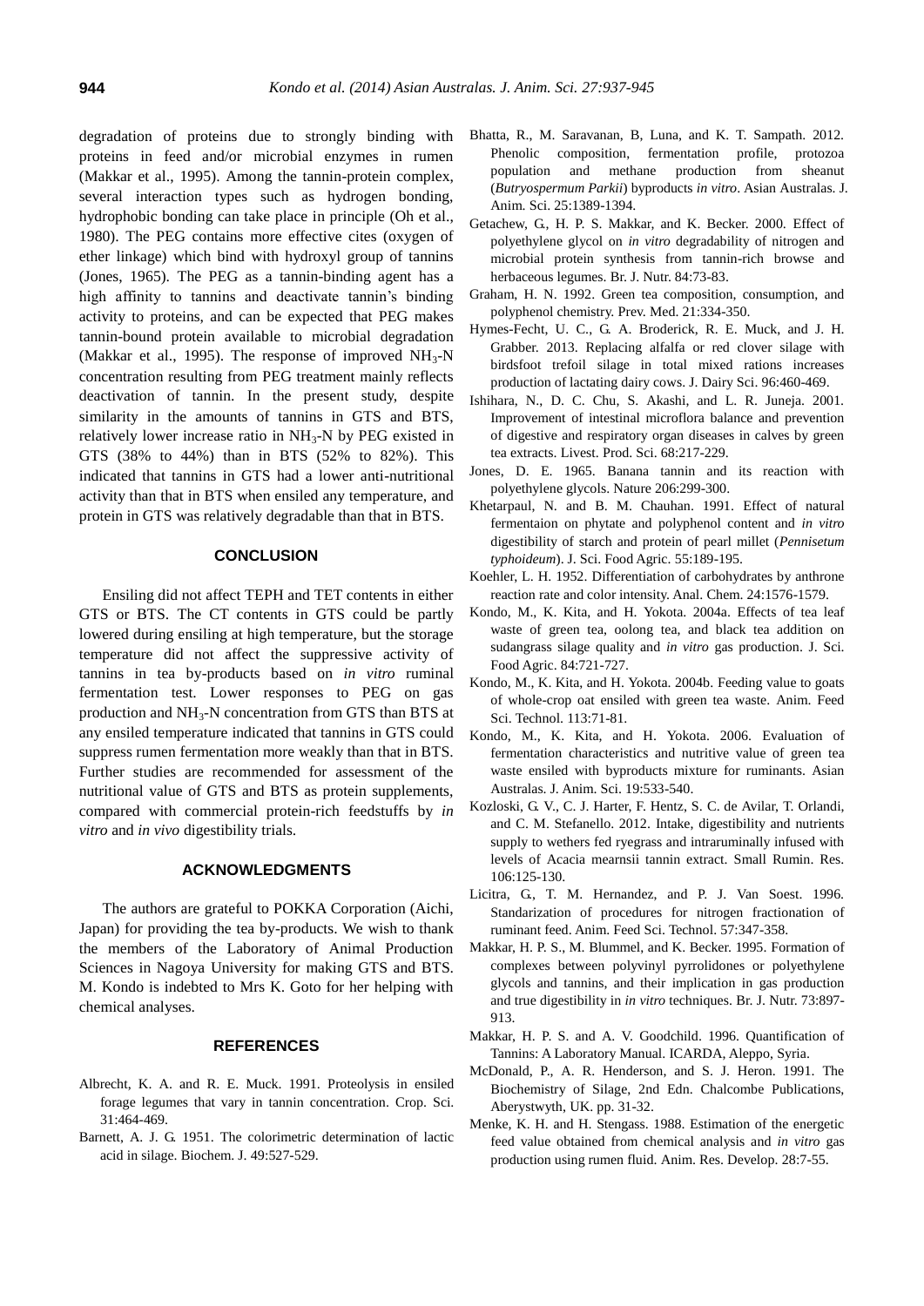degradation of proteins due to strongly binding with proteins in feed and/or microbial enzymes in rumen (Makkar et al., 1995). Among the tannin-protein complex, several interaction types such as hydrogen bonding, hydrophobic bonding can take place in principle (Oh et al., 1980). The PEG contains more effective cites (oxygen of ether linkage) which bind with hydroxyl group of tannins (Jones, 1965). The PEG as a tannin-binding agent has a high affinity to tannins and deactivate tannin's binding activity to proteins, and can be expected that PEG makes tannin-bound protein available to microbial degradation (Makkar et al., 1995). The response of improved $NH_3$-N concentration resulting from PEG treatment mainly reflects deactivation of tannin. In the present study, despite similarity in the amounts of tannins in GTS and BTS, relatively lower increase ratio in $NH_3$-N by PEG existed in GTS (38% to 44%) than in BTS (52% to 82%). This indicated that tannins in GTS had a lower anti-nutritional activity than that in BTS when ensiled any temperature, and protein in GTS was relatively degradable than that in BTS.

## CONCLUSION

Ensiling did not affect TEPH and TET contents in either GTS or BTS. The CT contents in GTS could be partly lowered during ensiling at high temperature, but the storage temperature did not affect the suppressive activity of tannins in tea by-products based on *in vitro* ruminal fermentation test. Lower responses to PEG on gas production and $NH_3$-N concentration from GTS than BTS at any ensiled temperature indicated that tannins in GTS could suppress rumen fermentation more weakly than that in BTS. Further studies are recommended for assessment of the nutritional value of GTS and BTS as protein supplements, compared with commercial protein-rich feedstuffs by *in vitro* and *in vivo* digestibility trials.

## ACKNOWLEDGMENTS

The authors are grateful to POKKA Corporation (Aichi, Japan) for providing the tea by-products. We wish to thank the members of the Laboratory of Animal Production Sciences in Nagoya University for making GTS and BTS. M. Kondo is indebted to Mrs K. Goto for her helping with chemical analyses.

## REFERENCES

Albrecht, K. A. and R. E. Muck. 1991. Proteolysis in ensiled forage legumes that vary in tannin concentration. Crop. Sci. 31:464-469.

Barnett, A. J. G. 1951. The colorimetric determination of lactic acid in silage. Biochem. J. 49:527-529.

Bhatta, R., M. Saravanan, B, Luna, and K. T. Sampath. 2012. Phenolic composition, fermentation profile, protozoa population and methane production from sheanut (*Butryospermum Parkii*) byproducts *in vitro*. Asian Australas. J. Anim. Sci. 25:1389-1394.

Getachew, G., H. P. S. Makkar, and K. Becker. 2000. Effect of polyethylene glycol on *in vitro* degradability of nitrogen and microbial protein synthesis from tannin-rich browse and herbaceous legumes. Br. J. Nutr. 84:73-83.

Graham, H. N. 1992. Green tea composition, consumption, and polyphenol chemistry. Prev. Med. 21:334-350.

Hymes-Fecht, U. C., G. A. Broderick, R. E. Muck, and J. H. Grabber. 2013. Replacing alfalfa or red clover silage with birdsfoot trefoil silage in total mixed rations increases production of lactating dairy cows. J. Dairy Sci. 96:460-469.

Ishihara, N., D. C. Chu, S. Akashi, and L. R. Juneja. 2001. Improvement of intestinal microflora balance and prevention of digestive and respiratory organ diseases in calves by green tea extracts. Livest. Prod. Sci. 68:217-229.

Jones, D. E. 1965. Banana tannin and its reaction with polyethylene glycols. Nature 206:299-300.

Khetarpaul, N. and B. M. Chauhan. 1991. Effect of natural fermentaion on phytate and polyphenol content and *in vitro* digestibility of starch and protein of pearl millet (*Pennisetum typhoideum*). J. Sci. Food Agric. 55:189-195.

Koehler, L. H. 1952. Differentiation of carbohydrates by anthrone reaction rate and color intensity. Anal. Chem. 24:1576-1579.

Kondo, M., K. Kita, and H. Yokota. 2004a. Effects of tea leaf waste of green tea, oolong tea, and black tea addition on sudangrass silage quality and *in vitro* gas production. J. Sci. Food Agric. 84:721-727.

Kondo, M., K. Kita, and H. Yokota. 2004b. Feeding value to goats of whole-crop oat ensiled with green tea waste. Anim. Feed Sci. Technol. 113:71-81.

Kondo, M., K. Kita, and H. Yokota. 2006. Evaluation of fermentation characteristics and nutritive value of green tea waste ensiled with byproducts mixture for ruminants. Asian Australas. J. Anim. Sci. 19:533-540.

Kozloski, G. V., C. J. Harter, F. Hentz, S. C. de Avilar, T. Orlandi, and C. M. Stefanello. 2012. Intake, digestibility and nutrients supply to wethers fed ryegrass and intraruminally infused with levels of Acacia mearnsii tannin extract. Small Rumin. Res. 106:125-130.

Licitra, G., T. M. Hernandez, and P. J. Van Soest. 1996. Standarization of procedures for nitrogen fractionation of ruminant feed. Anim. Feed Sci. Technol. 57:347-358.

Makkar, H. P. S., M. Blummel, and K. Becker. 1995. Formation of complexes between polyvinyl pyrrolidones or polyethylene glycols and tannins, and their implication in gas production and true digestibility in *in vitro* techniques. Br. J. Nutr. 73:897-913.

Makkar, H. P. S. and A. V. Goodchild. 1996. Quantification of Tannins: A Laboratory Manual. ICARDA, Aleppo, Syria.

McDonald, P., A. R. Henderson, and S. J. Heron. 1991. The Biochemistry of Silage, 2nd Edn. Chalcombe Publications, Aberystwyth, UK. pp. 31-32.

Menke, K. H. and H. Stengass. 1988. Estimation of the energetic feed value obtained from chemical analysis and *in vitro* gas production using rumen fluid. Anim. Res. Develop. 28:7-55.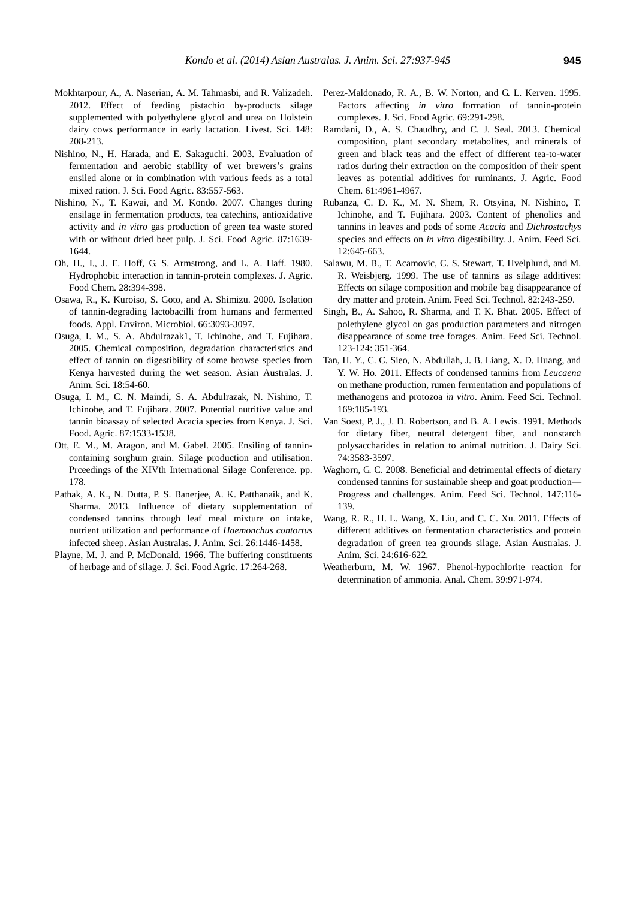Mokhtarpour, A., A. Naserian, A. M. Tahmasbi, and R. Valizadeh. 2012. Effect of feeding pistachio by-products silage supplemented with polyethylene glycol and urea on Holstein dairy cows performance in early lactation. Livest. Sci. 148: 208-213.

Nishino, N., H. Harada, and E. Sakaguchi. 2003. Evaluation of fermentation and aerobic stability of wet brewers's grains ensiled alone or in combination with various feeds as a total mixed ration. J. Sci. Food Agric. 83:557-563.

Nishino, N., T. Kawai, and M. Kondo. 2007. Changes during ensilage in fermentation products, tea catechins, antioxidative activity and *in vitro* gas production of green tea waste stored with or without dried beet pulp. J. Sci. Food Agric. 87:1639-1644.

Oh, H., I., J. E. Hoff, G. S. Armstrong, and L. A. Haff. 1980. Hydrophobic interaction in tannin-protein complexes. J. Agric. Food Chem. 28:394-398.

Osawa, R., K. Kuroiso, S. Goto, and A. Shimizu. 2000. Isolation of tannin-degrading lactobacilli from humans and fermented foods. Appl. Environ. Microbiol. 66:3093-3097.

Osuga, I. M., S. A. Abdulrazak1, T. Ichinohe, and T. Fujihara. 2005. Chemical composition, degradation characteristics and effect of tannin on digestibility of some browse species from Kenya harvested during the wet season. Asian Australas. J. Anim. Sci. 18:54-60.

Osuga, I. M., C. N. Maindi, S. A. Abdulrazak, N. Nishino, T. Ichinohe, and T. Fujihara. 2007. Potential nutritive value and tannin bioassay of selected Acacia species from Kenya. J. Sci. Food. Agric. 87:1533-1538.

Ott, E. M., M. Aragon, and M. Gabel. 2005. Ensiling of tannin-containing sorghum grain. Silage production and utilisation. Prceedings of the XIVth International Silage Conference. pp. 178.

Pathak, A. K., N. Dutta, P. S. Banerjee, A. K. Patthanaik, and K. Sharma. 2013. Influence of dietary supplementation of condensed tannins through leaf meal mixture on intake, nutrient utilization and performance of *Haemonchus contortus* infected sheep. Asian Australas. J. Anim. Sci. 26:1446-1458.

Playne, M. J. and P. McDonald. 1966. The buffering constituents of herbage and of silage. J. Sci. Food Agric. 17:264-268.

Perez-Maldonado, R. A., B. W. Norton, and G. L. Kerven. 1995. Factors affecting *in vitro* formation of tannin-protein complexes. J. Sci. Food Agric. 69:291-298.

Ramdani, D., A. S. Chaudhry, and C. J. Seal. 2013. Chemical composition, plant secondary metabolites, and minerals of green and black teas and the effect of different tea-to-water ratios during their extraction on the composition of their spent leaves as potential additives for ruminants. J. Agric. Food Chem. 61:4961-4967.

Rubanza, C. D. K., M. N. Shem, R. Otsyina, N. Nishino, T. Ichinohe, and T. Fujihara. 2003. Content of phenolics and tannins in leaves and pods of some *Acacia* and *Dichrostachys* species and effects on *in vitro* digestibility. J. Anim. Feed Sci. 12:645-663.

Salawu, M. B., T. Acamovic, C. S. Stewart, T. Hvelplund, and M. R. Weisbjerg. 1999. The use of tannins as silage additives: Effects on silage composition and mobile bag disappearance of dry matter and protein. Anim. Feed Sci. Technol. 82:243-259.

Singh, B., A. Sahoo, R. Sharma, and T. K. Bhat. 2005. Effect of polethylene glycol on gas production parameters and nitrogen disappearance of some tree forages. Anim. Feed Sci. Technol. 123-124: 351-364.

Tan, H. Y., C. C. Sieo, N. Abdullah, J. B. Liang, X. D. Huang, and Y. W. Ho. 2011. Effects of condensed tannins from *Leucaena* on methane production, rumen fermentation and populations of methanogens and protozoa *in vitro*. Anim. Feed Sci. Technol. 169:185-193.

Van Soest, P. J., J. D. Robertson, and B. A. Lewis. 1991. Methods for dietary fiber, neutral detergent fiber, and nonstarch polysaccharides in relation to animal nutrition. J. Dairy Sci. 74:3583-3597.

Waghorn, G. C. 2008. Beneficial and detrimental effects of dietary condensed tannins for sustainable sheep and goat production—Progress and challenges. Anim. Feed Sci. Technol. 147:116-139.

Wang, R. R., H. L. Wang, X. Liu, and C. C. Xu. 2011. Effects of different additives on fermentation characteristics and protein degradation of green tea grounds silage. Asian Australas. J. Anim. Sci. 24:616-622.

Weatherburn, M. W. 1967. Phenol-hypochlorite reaction for determination of ammonia. Anal. Chem. 39:971-974.